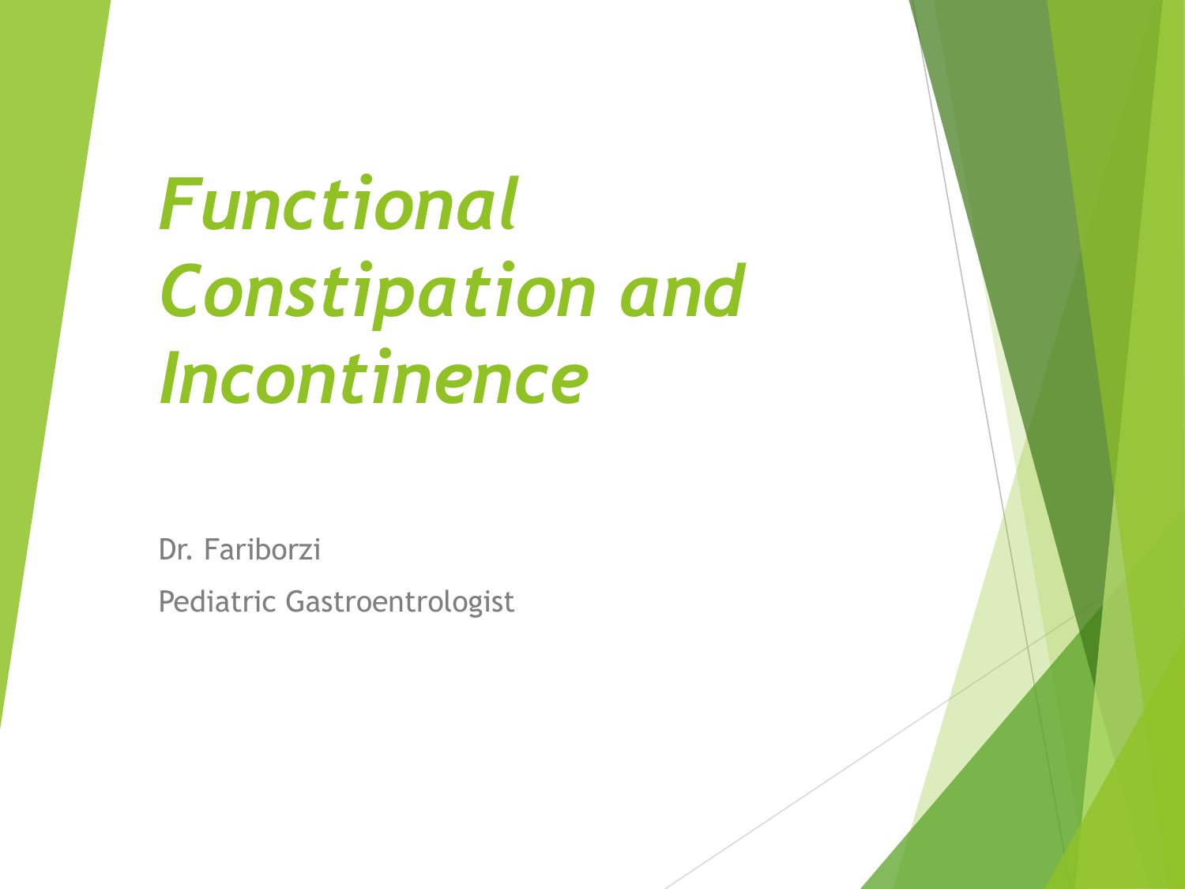# *Functional Constipation and Incontinence*

Dr. Fariborzi

Pediatric Gastroentrologist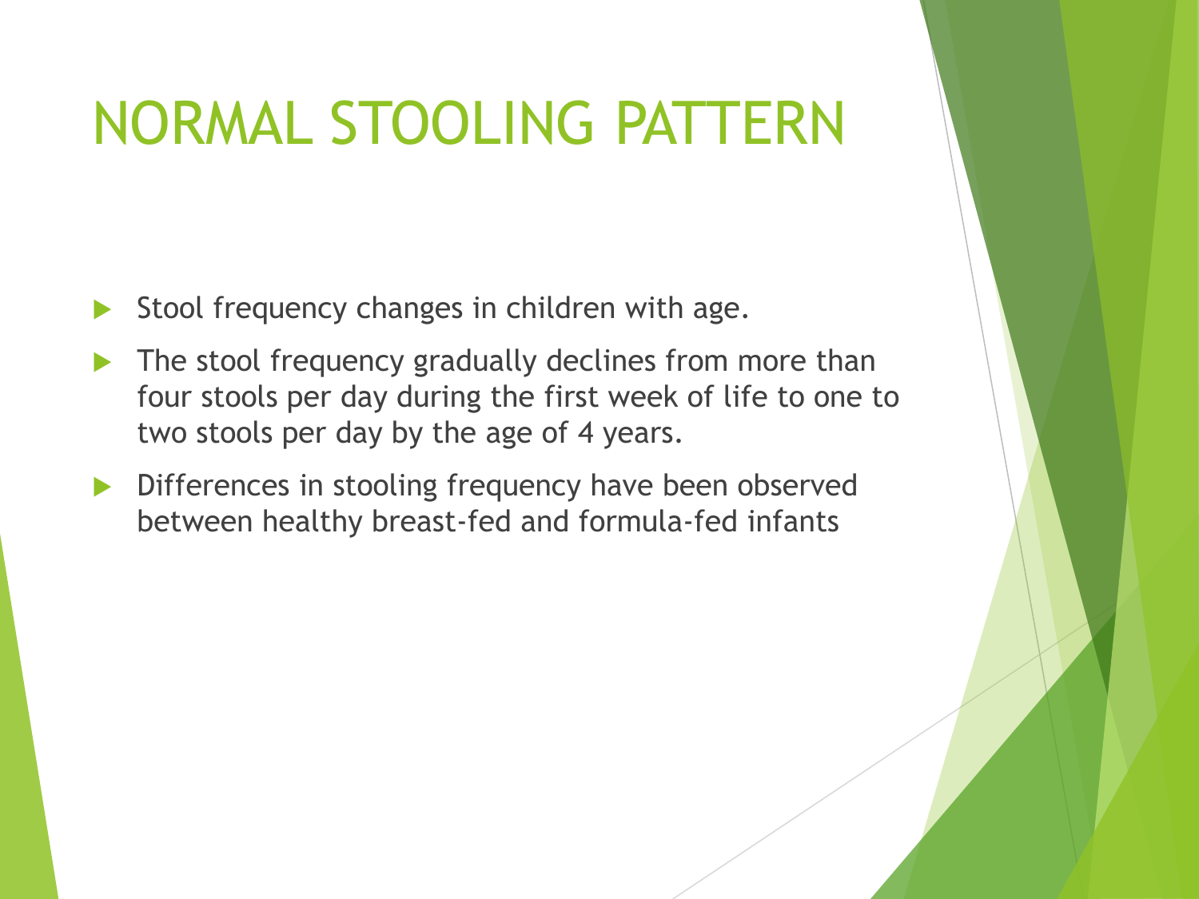# NORMAL STOOLING PATTERN

- Stool frequency changes in children with age.
- The stool frequency gradually declines from more than four stools per day during the first week of life to one to two stools per day by the age of 4 years.
- Differences in stooling frequency have been observed between healthy breast-fed and formula-fed infants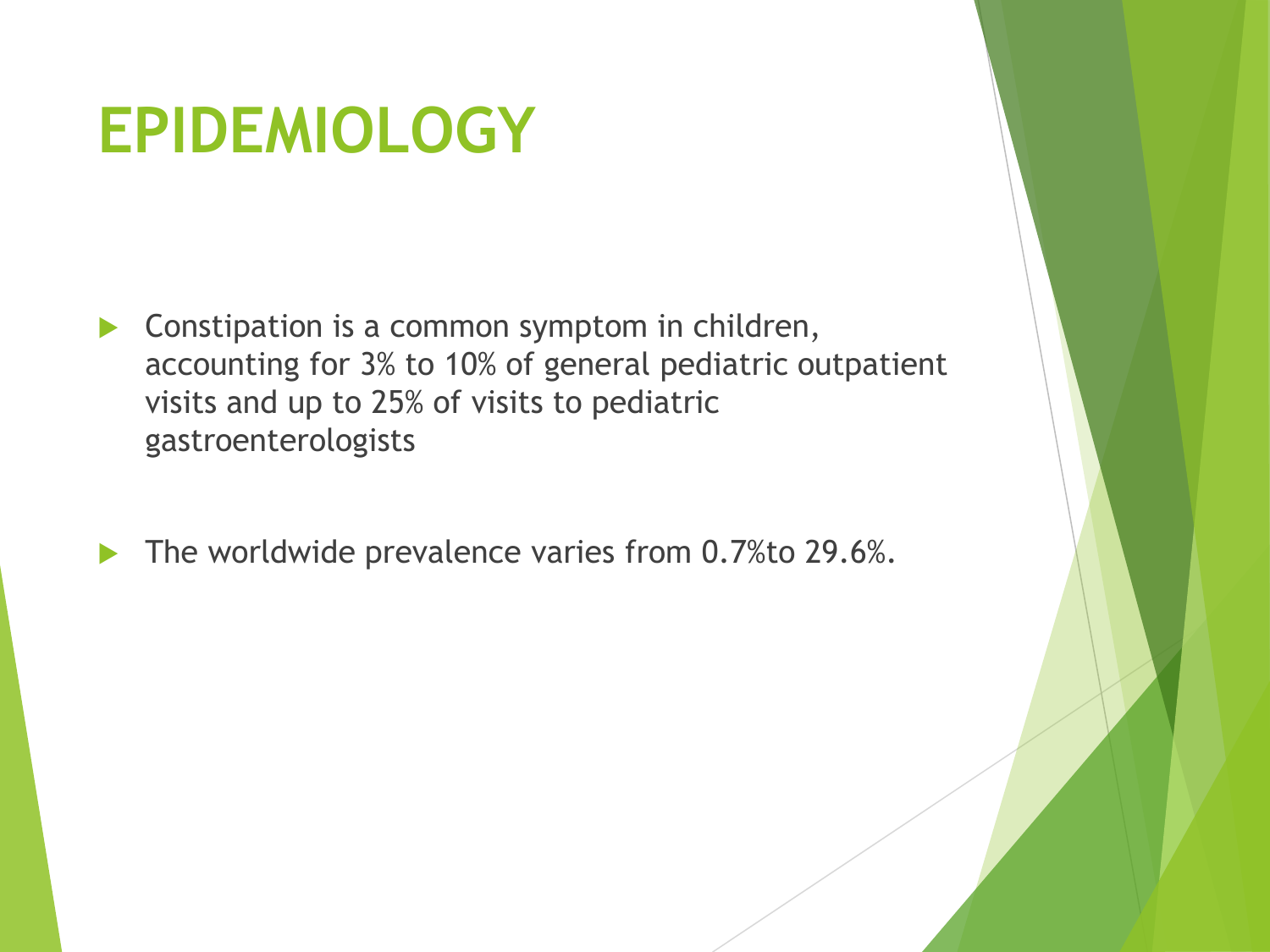# EPIDEMIOLOGY

- Constipation is a common symptom in children, accounting for 3% to 10% of general pediatric outpatient visits and up to 25% of visits to pediatric gastroenterologists

- The worldwide prevalence varies from 0.7%to 29.6%.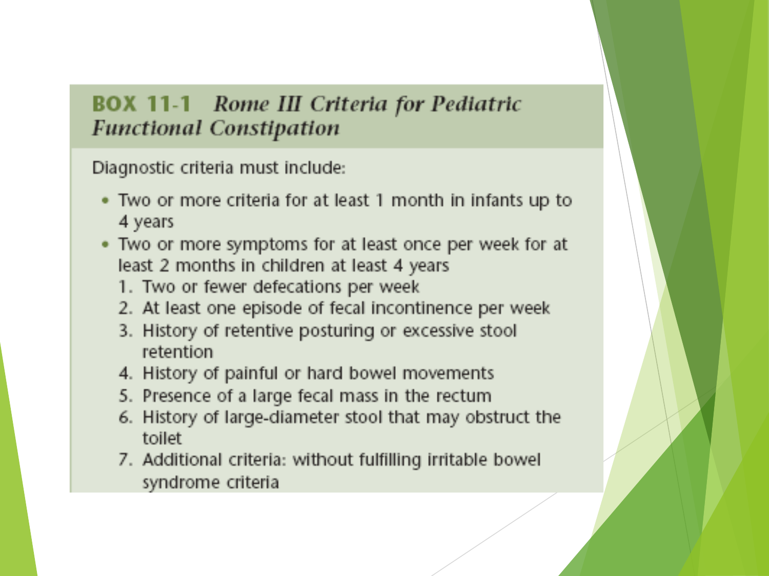## **BOX 11-1** *Rome III Criteria for Pediatric Functional Constipation*

Diagnostic criteria must include:

- Two or more criteria for at least 1 month in infants up to 4 years
- Two or more symptoms for at least once per week for at least 2 months in children at least 4 years
  1. Two or fewer defecations per week
  2. At least one episode of fecal incontinence per week
  3. History of retentive posturing or excessive stool retention
  4. History of painful or hard bowel movements
  5. Presence of a large fecal mass in the rectum
  6. History of large-diameter stool that may obstruct the toilet
  7. Additional criteria: without fulfilling irritable bowel syndrome criteria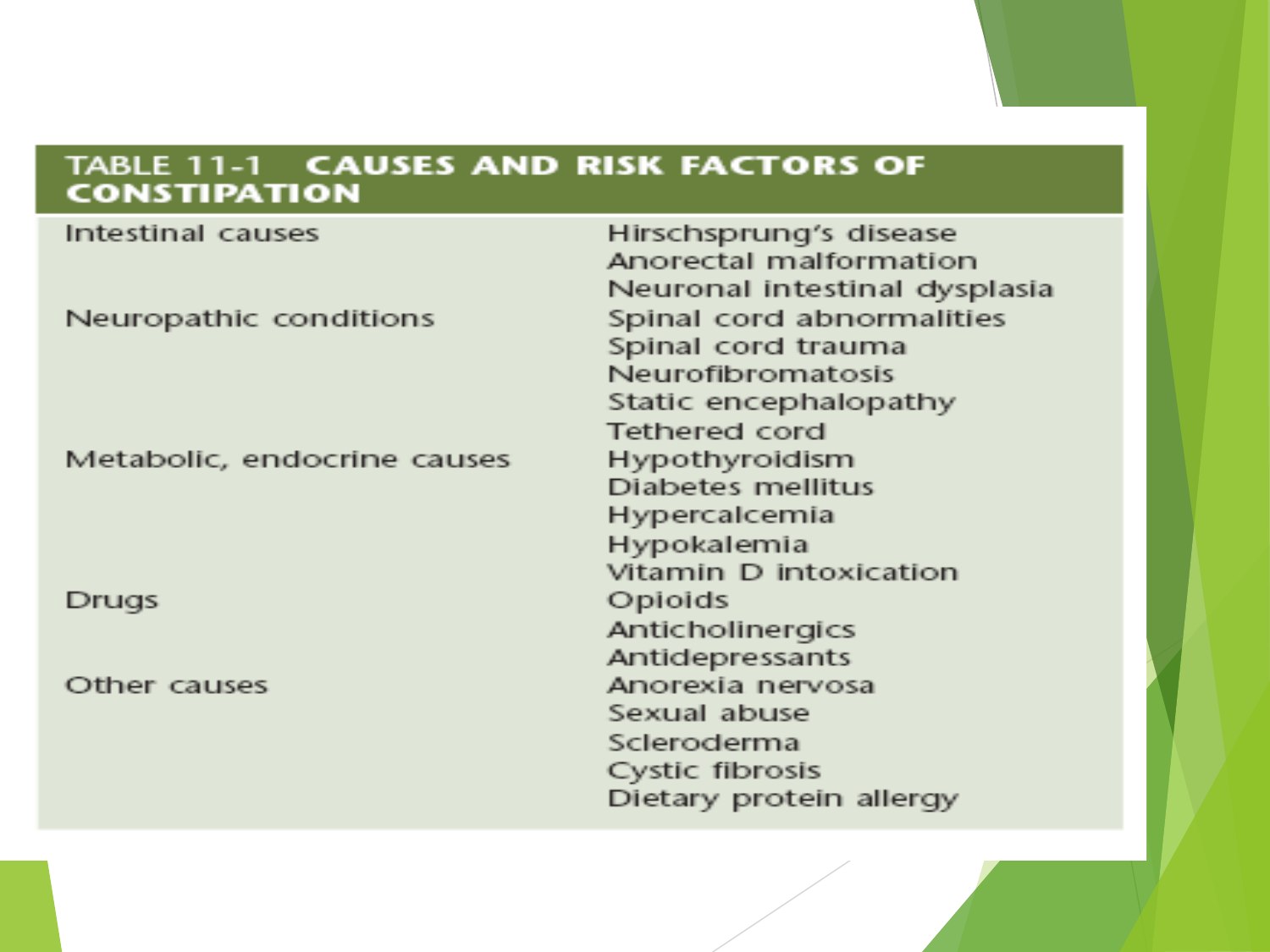**TABLE 11-1 CAUSES AND RISK FACTORS OF CONSTIPATION**

| | |
|---|---|
| Intestinal causes | Hirschsprung's disease |
| | Anorectal malformation |
| | Neuronal intestinal dysplasia |
| Neuropathic conditions | Spinal cord abnormalities |
| | Spinal cord trauma |
| | Neurofibromatosis |
| | Static encephalopathy |
| | Tethered cord |
| Metabolic, endocrine causes | Hypothyroidism |
| | Diabetes mellitus |
| | Hypercalcemia |
| | Hypokalemia |
| | Vitamin D intoxication |
| Drugs | Opioids |
| | Anticholinergics |
| | Antidepressants |
| Other causes | Anorexia nervosa |
| | Sexual abuse |
| | Scleroderma |
| | Cystic fibrosis |
| | Dietary protein allergy |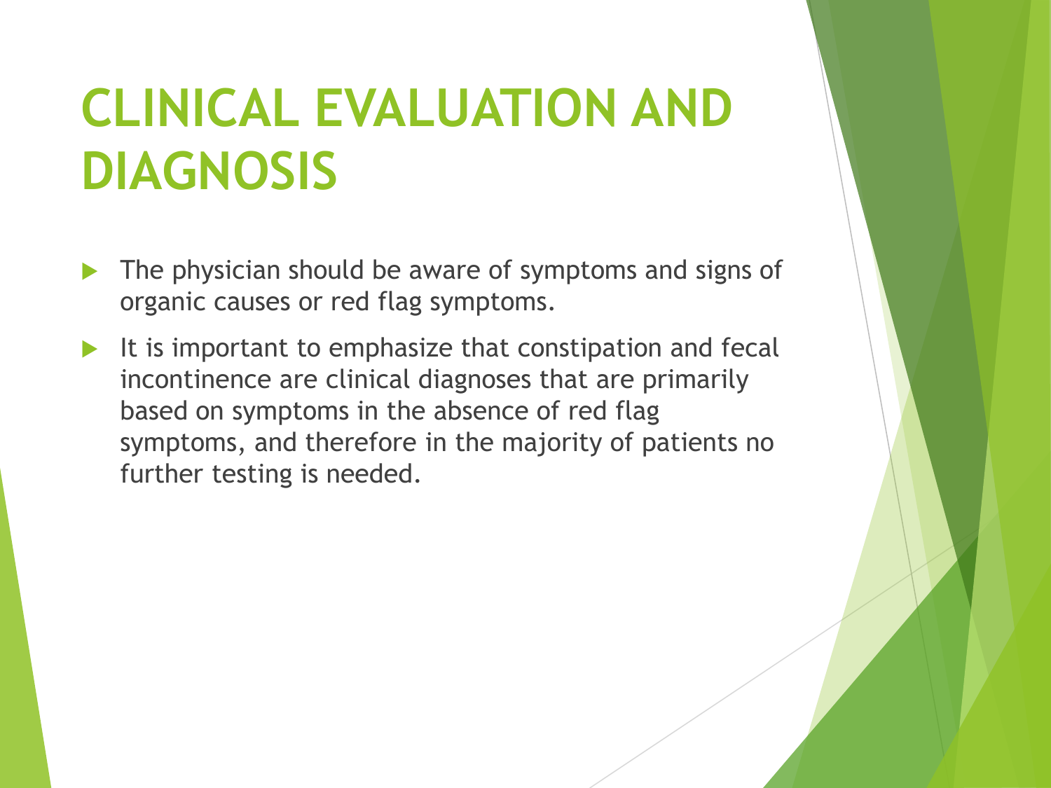# CLINICAL EVALUATION AND DIAGNOSIS

- The physician should be aware of symptoms and signs of organic causes or red flag symptoms.
- It is important to emphasize that constipation and fecal incontinence are clinical diagnoses that are primarily based on symptoms in the absence of red flag symptoms, and therefore in the majority of patients no further testing is needed.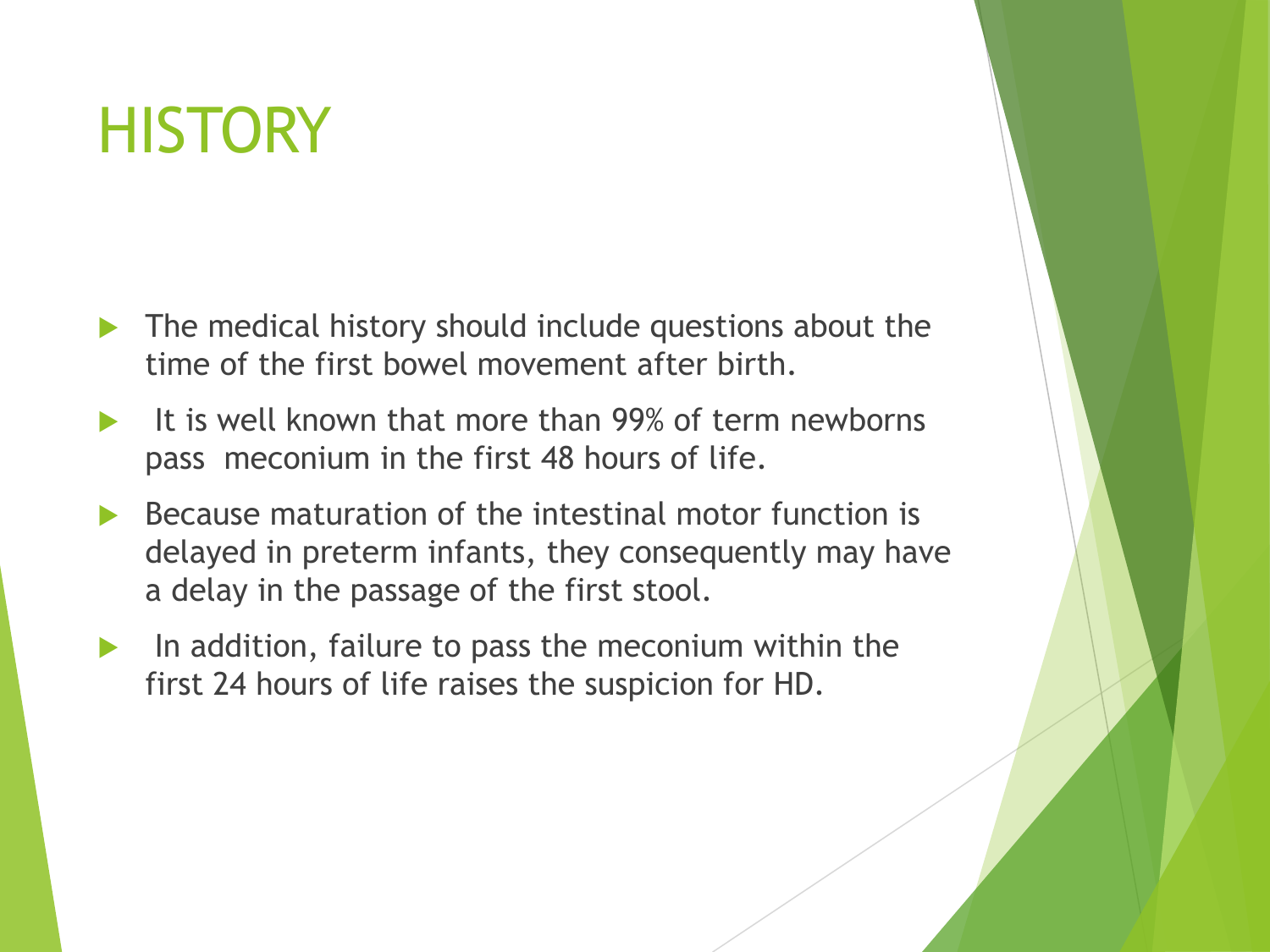# HISTORY

- The medical history should include questions about the time of the first bowel movement after birth.
- It is well known that more than 99% of term newborns pass meconium in the first 48 hours of life.
- Because maturation of the intestinal motor function is delayed in preterm infants, they consequently may have a delay in the passage of the first stool.
- In addition, failure to pass the meconium within the first 24 hours of life raises the suspicion for HD.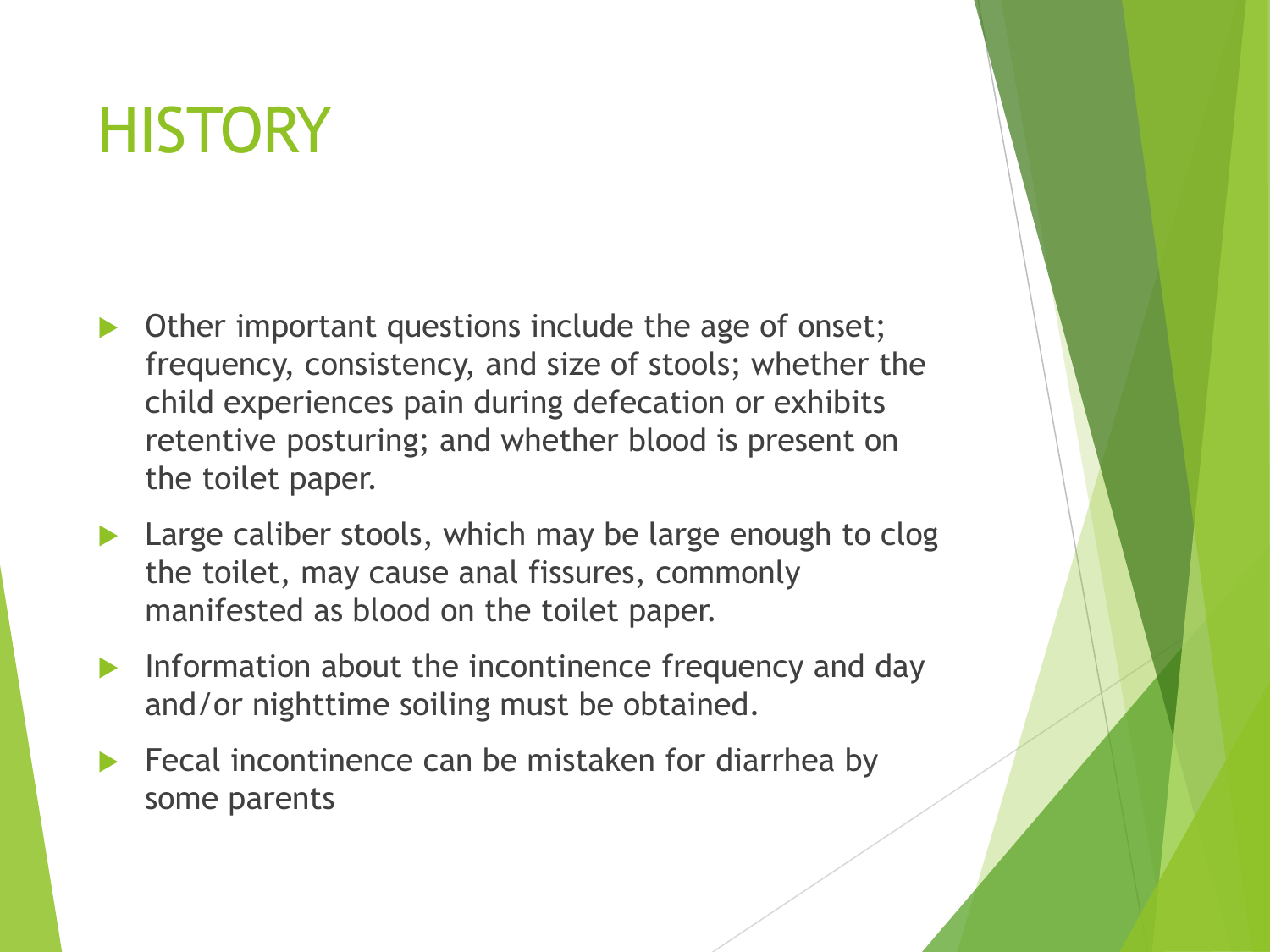# HISTORY

- Other important questions include the age of onset; frequency, consistency, and size of stools; whether the child experiences pain during defecation or exhibits retentive posturing; and whether blood is present on the toilet paper.
- Large caliber stools, which may be large enough to clog the toilet, may cause anal fissures, commonly manifested as blood on the toilet paper.
- Information about the incontinence frequency and day and/or nighttime soiling must be obtained.
- Fecal incontinence can be mistaken for diarrhea by some parents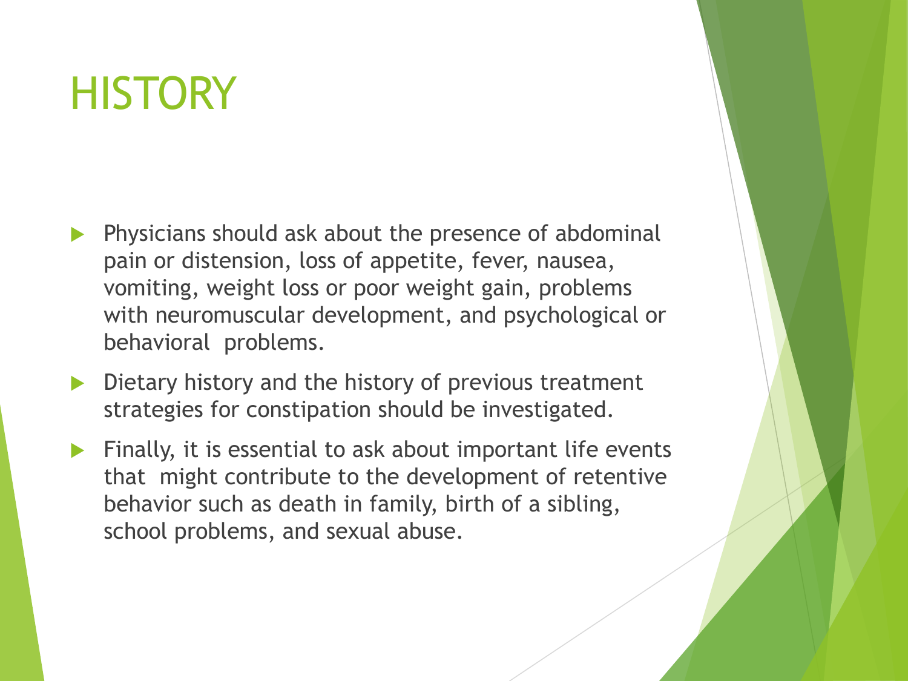# HISTORY

- Physicians should ask about the presence of abdominal pain or distension, loss of appetite, fever, nausea, vomiting, weight loss or poor weight gain, problems with neuromuscular development, and psychological or behavioral problems.
- Dietary history and the history of previous treatment strategies for constipation should be investigated.
- Finally, it is essential to ask about important life events that might contribute to the development of retentive behavior such as death in family, birth of a sibling, school problems, and sexual abuse.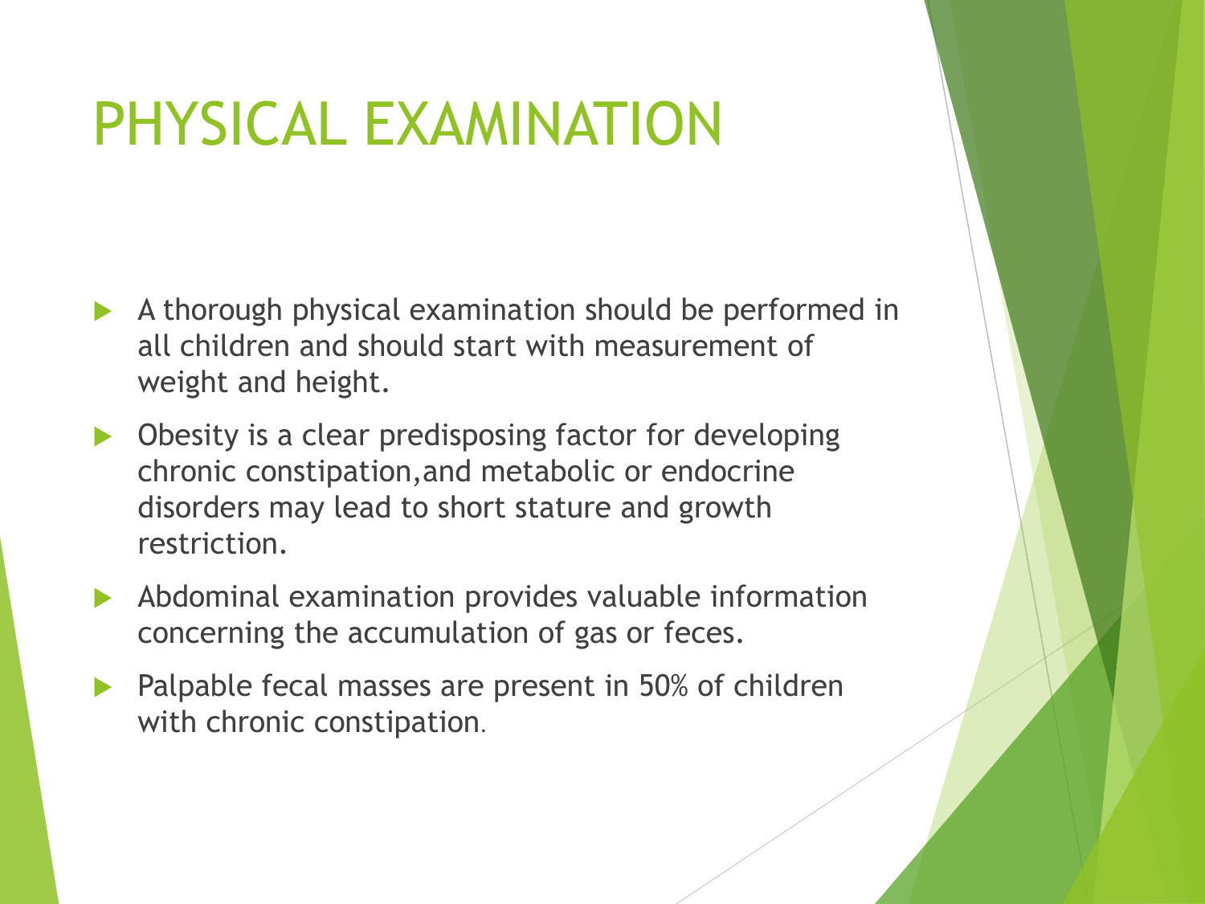# PHYSICAL EXAMINATION

- A thorough physical examination should be performed in all children and should start with measurement of weight and height.
- Obesity is a clear predisposing factor for developing chronic constipation,and metabolic or endocrine disorders may lead to short stature and growth restriction.
- Abdominal examination provides valuable information concerning the accumulation of gas or feces.
- Palpable fecal masses are present in 50% of children with chronic constipation.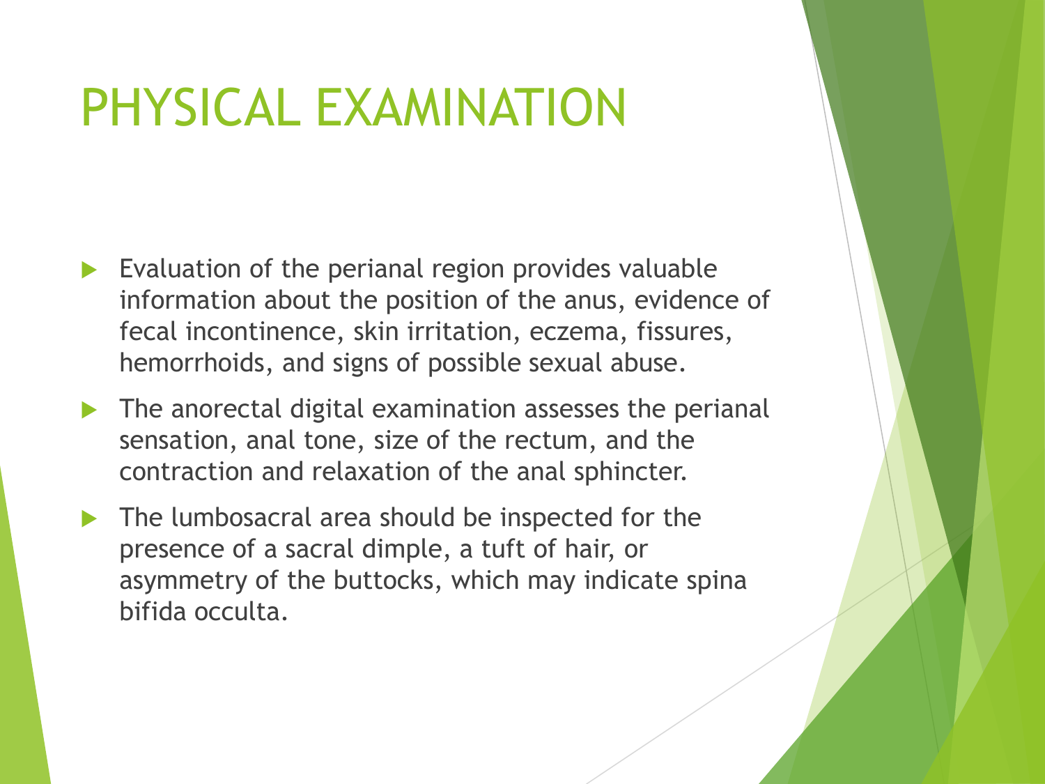# PHYSICAL EXAMINATION

- Evaluation of the perianal region provides valuable information about the position of the anus, evidence of fecal incontinence, skin irritation, eczema, fissures, hemorrhoids, and signs of possible sexual abuse.
- The anorectal digital examination assesses the perianal sensation, anal tone, size of the rectum, and the contraction and relaxation of the anal sphincter.
- The lumbosacral area should be inspected for the presence of a sacral dimple, a tuft of hair, or asymmetry of the buttocks, which may indicate spina bifida occulta.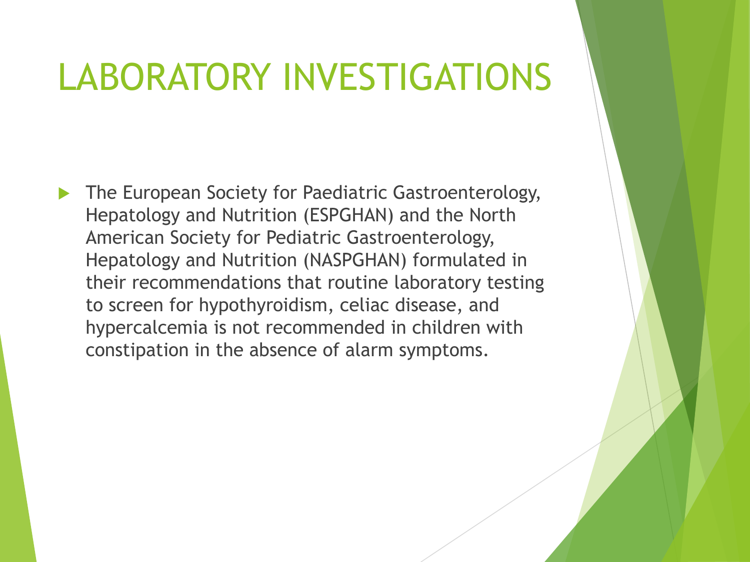# LABORATORY INVESTIGATIONS

- The European Society for Paediatric Gastroenterology, Hepatology and Nutrition (ESPGHAN) and the North American Society for Pediatric Gastroenterology, Hepatology and Nutrition (NASPGHAN) formulated in their recommendations that routine laboratory testing to screen for hypothyroidism, celiac disease, and hypercalcemia is not recommended in children with constipation in the absence of alarm symptoms.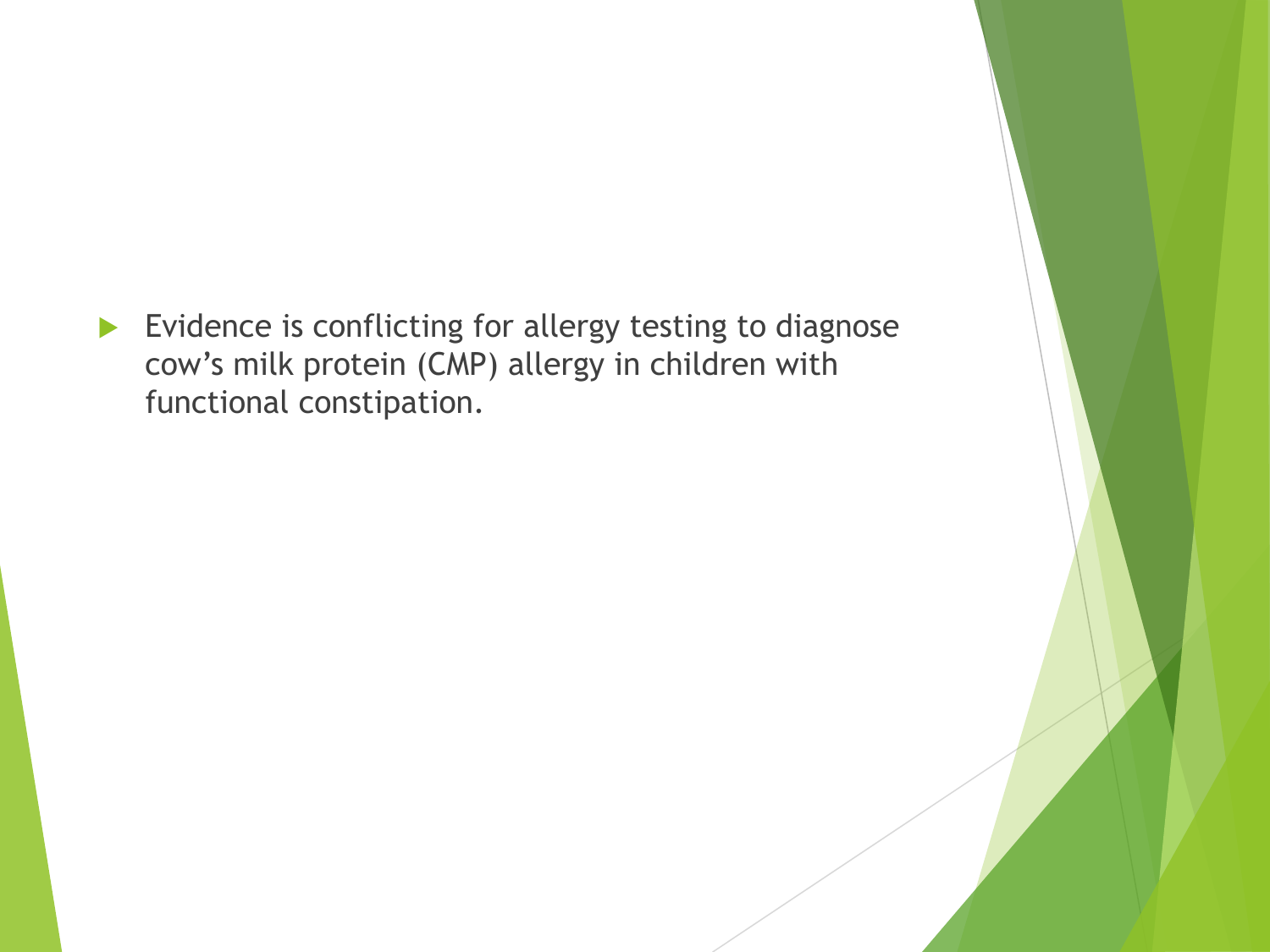- Evidence is conflicting for allergy testing to diagnose cow's milk protein (CMP) allergy in children with functional constipation.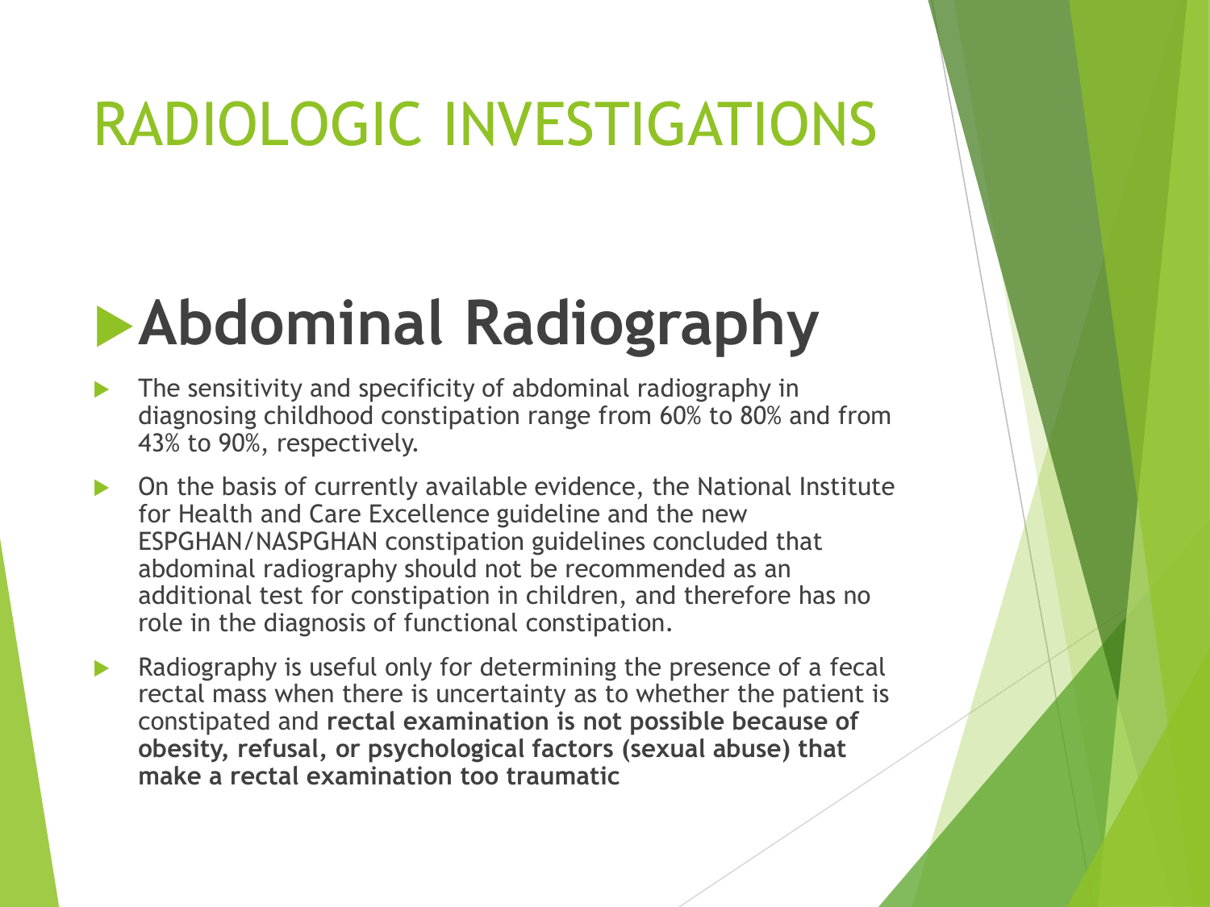# RADIOLOGIC INVESTIGATIONS

## Abdominal Radiography

- The sensitivity and specificity of abdominal radiography in diagnosing childhood constipation range from 60% to 80% and from 43% to 90%, respectively.
- On the basis of currently available evidence, the National Institute for Health and Care Excellence guideline and the new ESPGHAN/NASPGHAN constipation guidelines concluded that abdominal radiography should not be recommended as an additional test for constipation in children, and therefore has no role in the diagnosis of functional constipation.
- Radiography is useful only for determining the presence of a fecal rectal mass when there is uncertainty as to whether the patient is constipated and **rectal examination is not possible because of obesity, refusal, or psychological factors (sexual abuse) that make a rectal examination too traumatic**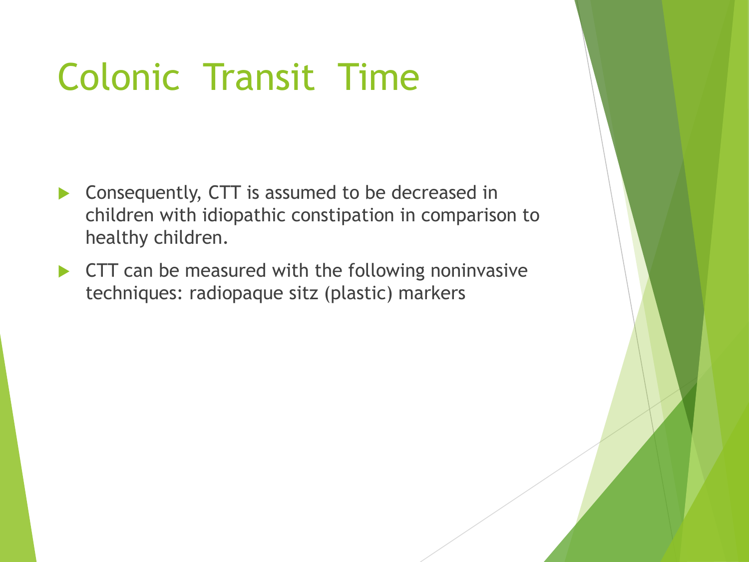# Colonic Transit Time

- Consequently, CTT is assumed to be decreased in children with idiopathic constipation in comparison to healthy children.
- CTT can be measured with the following noninvasive techniques: radiopaque sitz (plastic) markers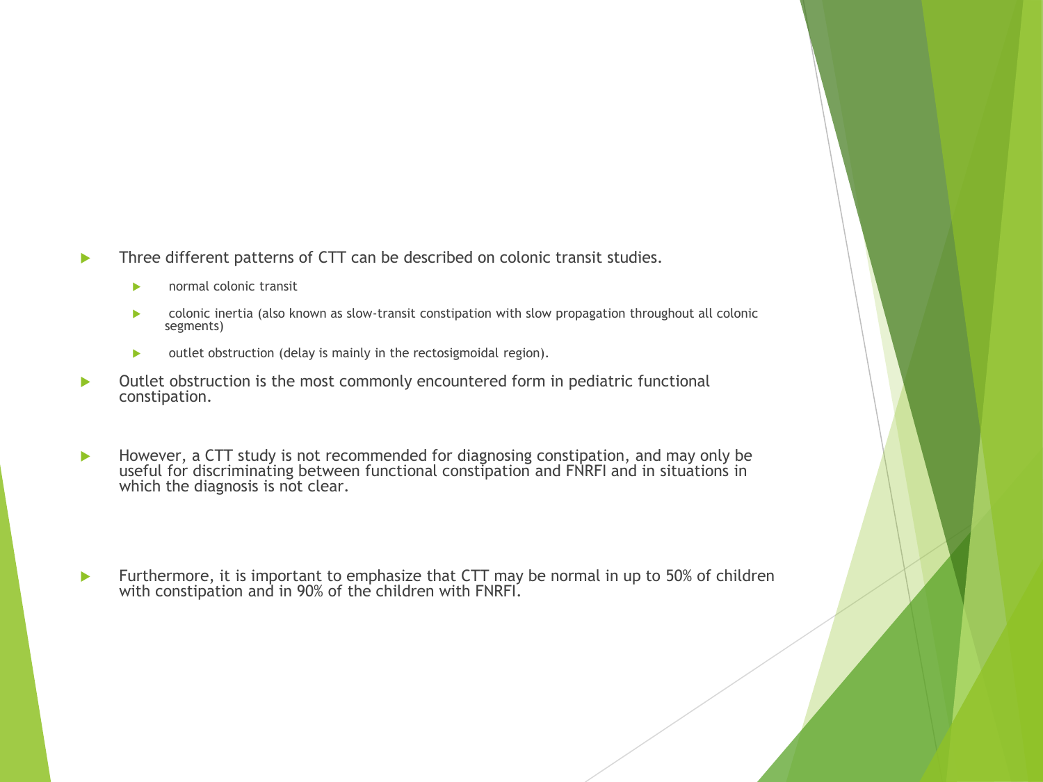- Three different patterns of CTT can be described on colonic transit studies.
  - normal colonic transit
  - colonic inertia (also known as slow-transit constipation with slow propagation throughout all colonic segments)
  - outlet obstruction (delay is mainly in the rectosigmoidal region).
- Outlet obstruction is the most commonly encountered form in pediatric functional constipation.
- However, a CTT study is not recommended for diagnosing constipation, and may only be useful for discriminating between functional constipation and FNRFI and in situations in which the diagnosis is not clear.
- Furthermore, it is important to emphasize that CTT may be normal in up to 50% of children with constipation and in 90% of the children with FNRFI.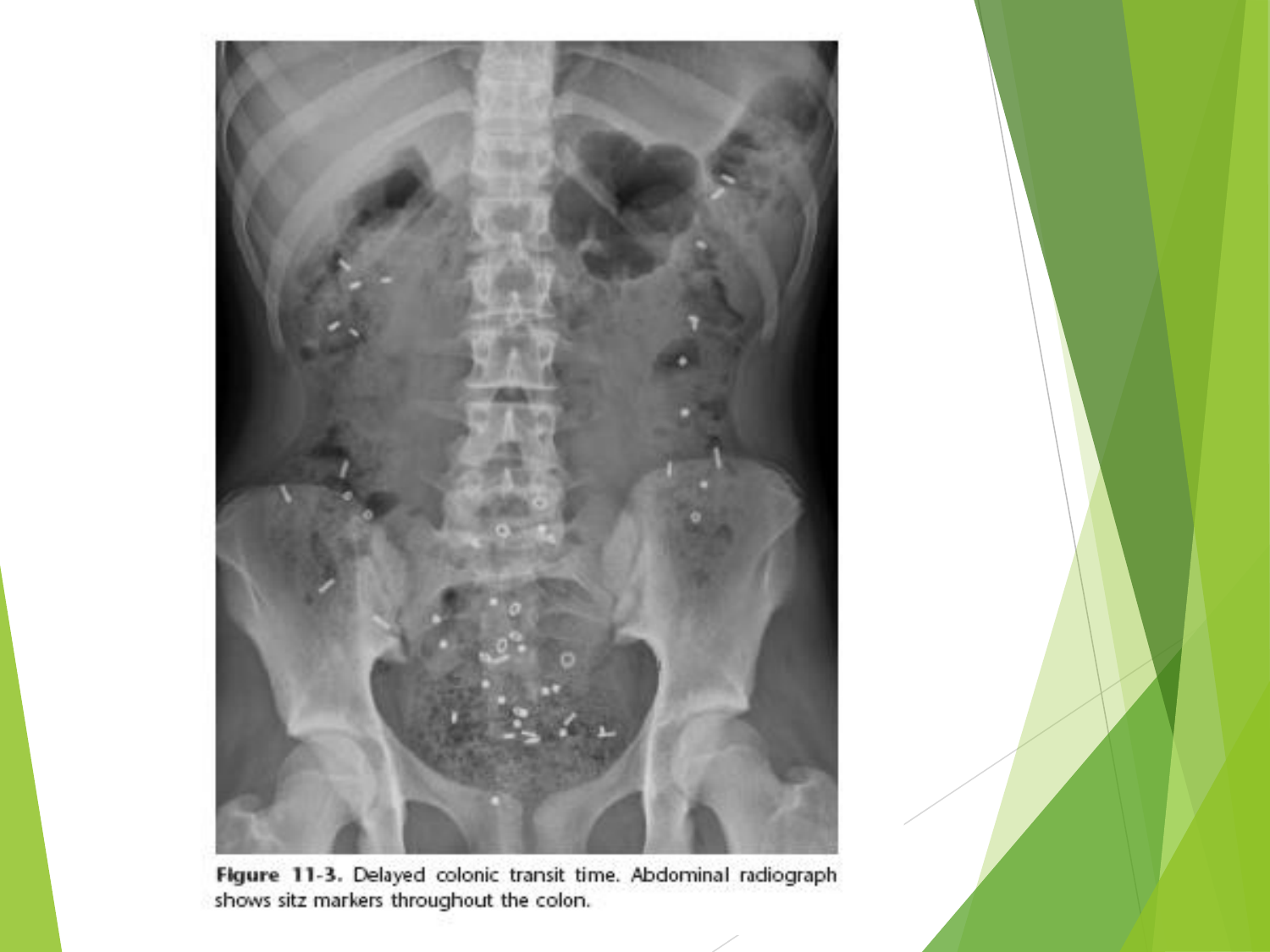**Figure 11-3.** Delayed colonic transit time. Abdominal radiograph shows sitz markers throughout the colon.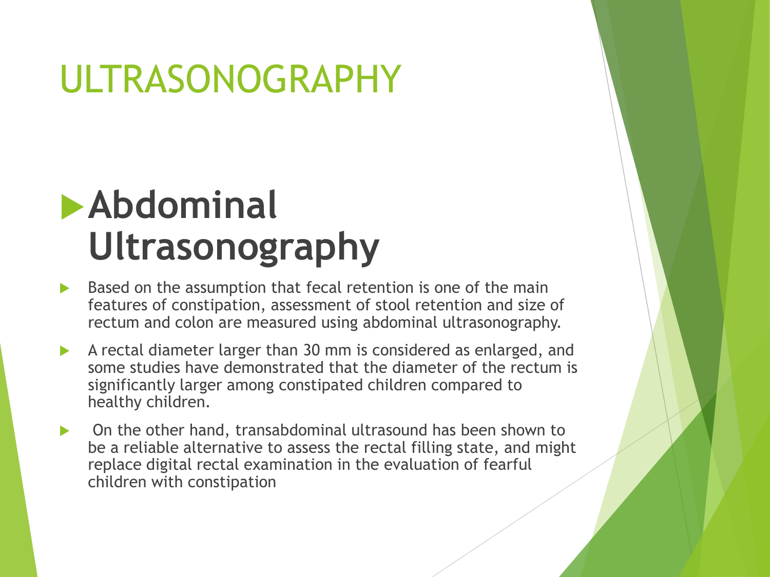# ULTRASONOGRAPHY

## Abdominal Ultrasonography

- Based on the assumption that fecal retention is one of the main features of constipation, assessment of stool retention and size of rectum and colon are measured using abdominal ultrasonography.
- A rectal diameter larger than 30 mm is considered as enlarged, and some studies have demonstrated that the diameter of the rectum is significantly larger among constipated children compared to healthy children.
- On the other hand, transabdominal ultrasound has been shown to be a reliable alternative to assess the rectal filling state, and might replace digital rectal examination in the evaluation of fearful children with constipation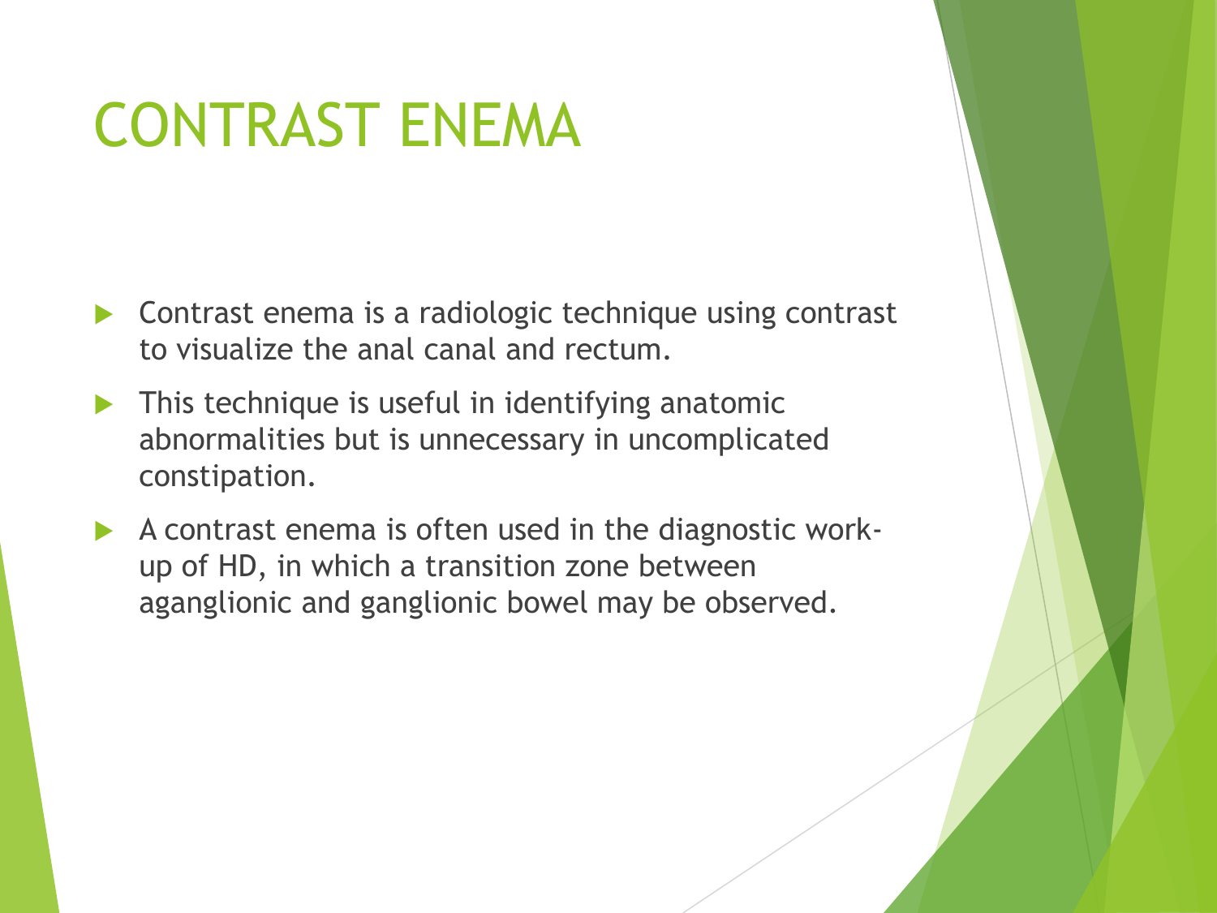# CONTRAST ENEMA

- Contrast enema is a radiologic technique using contrast to visualize the anal canal and rectum.
- This technique is useful in identifying anatomic abnormalities but is unnecessary in uncomplicated constipation.
- A contrast enema is often used in the diagnostic work-up of HD, in which a transition zone between aganglionic and ganglionic bowel may be observed.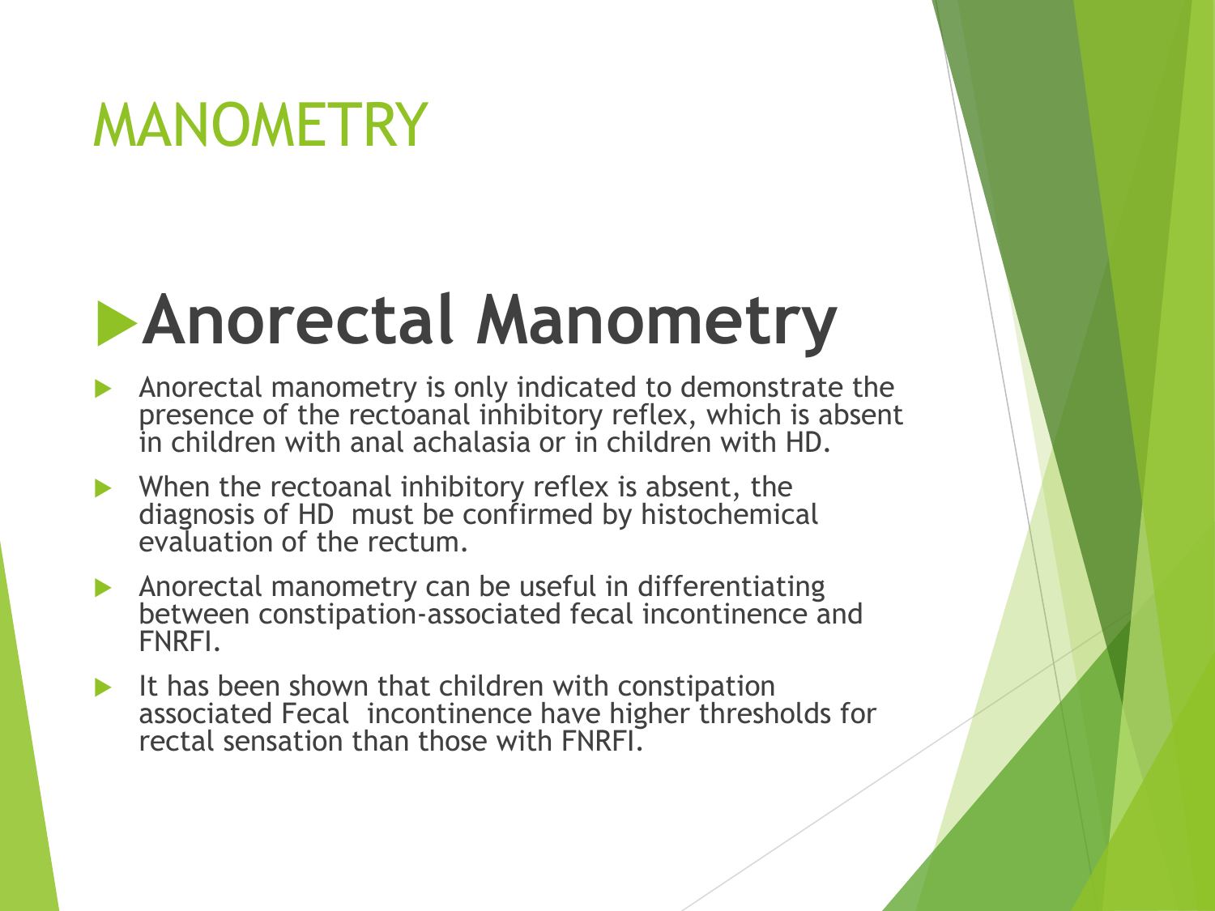# MANOMETRY

## Anorectal Manometry

- Anorectal manometry is only indicated to demonstrate the presence of the rectoanal inhibitory reflex, which is absent in children with anal achalasia or in children with HD.
- When the rectoanal inhibitory reflex is absent, the diagnosis of HD must be confirmed by histochemical evaluation of the rectum.
- Anorectal manometry can be useful in differentiating between constipation-associated fecal incontinence and FNRFI.
- It has been shown that children with constipation associated Fecal incontinence have higher thresholds for rectal sensation than those with FNRFI.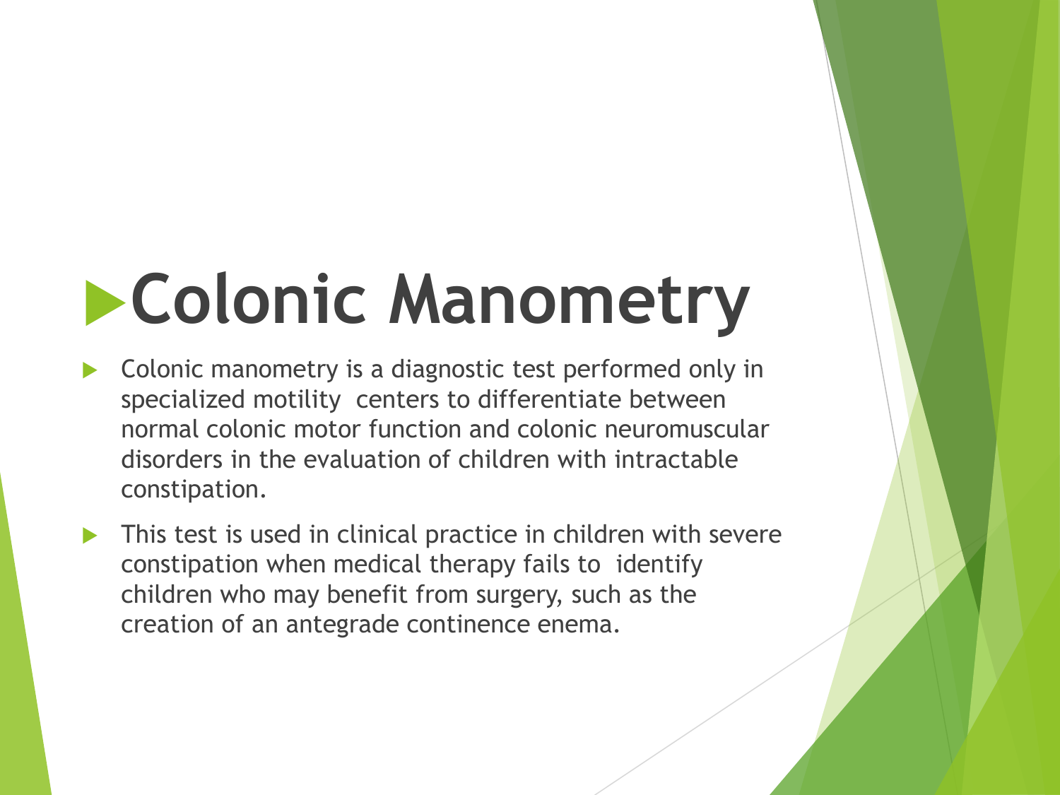# Colonic Manometry

- Colonic manometry is a diagnostic test performed only in specialized motility centers to differentiate between normal colonic motor function and colonic neuromuscular disorders in the evaluation of children with intractable constipation.
- This test is used in clinical practice in children with severe constipation when medical therapy fails to identify children who may benefit from surgery, such as the creation of an antegrade continence enema.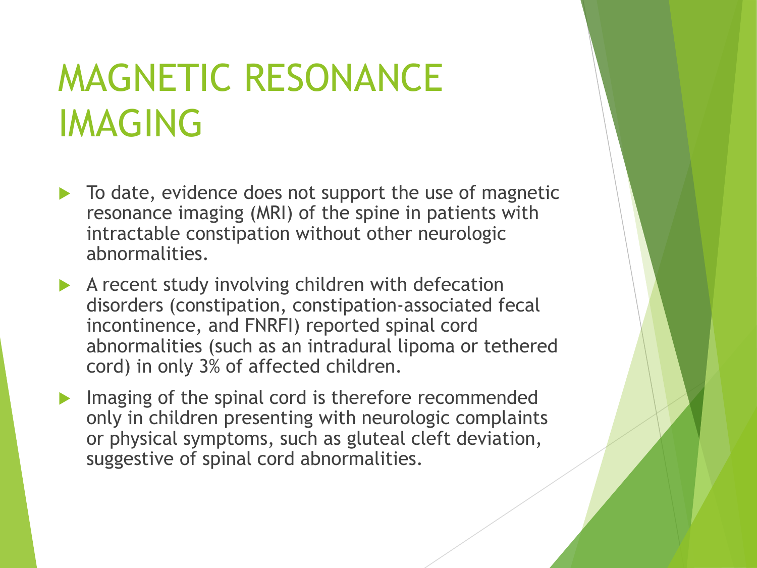# MAGNETIC RESONANCE IMAGING

- To date, evidence does not support the use of magnetic resonance imaging (MRI) of the spine in patients with intractable constipation without other neurologic abnormalities.
- A recent study involving children with defecation disorders (constipation, constipation-associated fecal incontinence, and FNRFI) reported spinal cord abnormalities (such as an intradural lipoma or tethered cord) in only 3% of affected children.
- Imaging of the spinal cord is therefore recommended only in children presenting with neurologic complaints or physical symptoms, such as gluteal cleft deviation, suggestive of spinal cord abnormalities.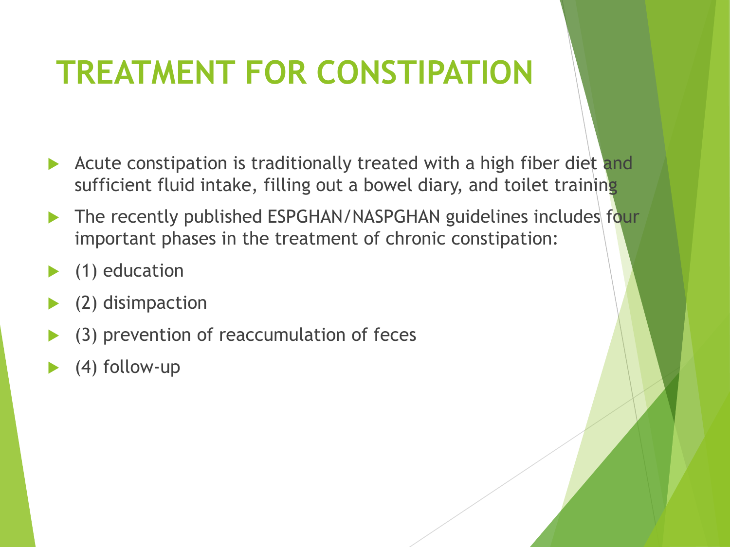# TREATMENT FOR CONSTIPATION

- Acute constipation is traditionally treated with a high fiber diet and sufficient fluid intake, filling out a bowel diary, and toilet training
- The recently published ESPGHAN/NASPGHAN guidelines includes four important phases in the treatment of chronic constipation:
- (1) education
- (2) disimpaction
- (3) prevention of reaccumulation of feces
- (4) follow-up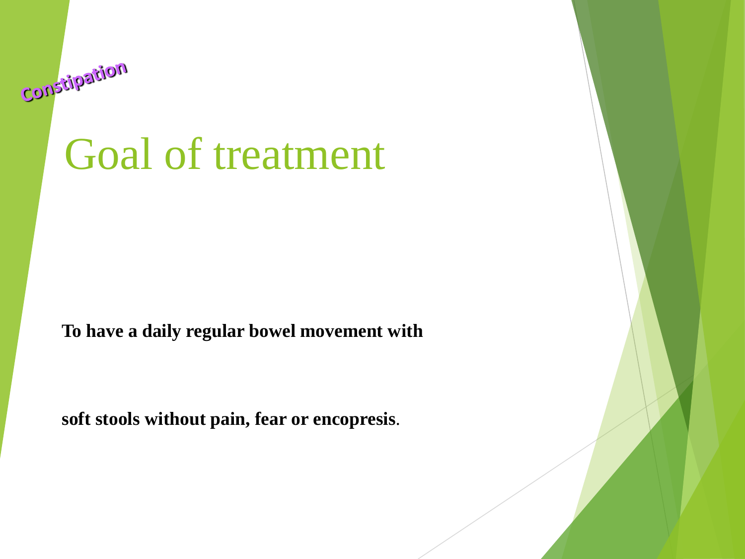*Constipation*

# Goal of treatment

**To have a daily regular bowel movement with**

**soft stools without pain, fear or encopresis**.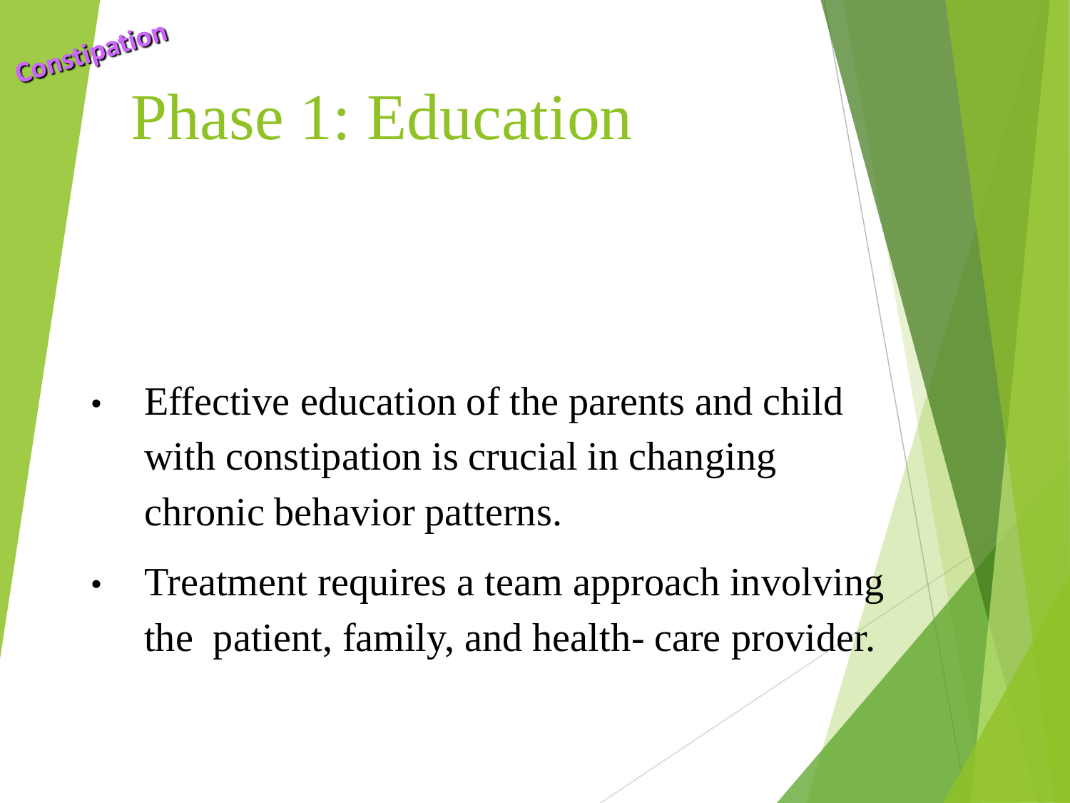Constipation

# Phase 1: Education

- Effective education of the parents and child with constipation is crucial in changing chronic behavior patterns.
- Treatment requires a team approach involving the patient, family, and health- care provider.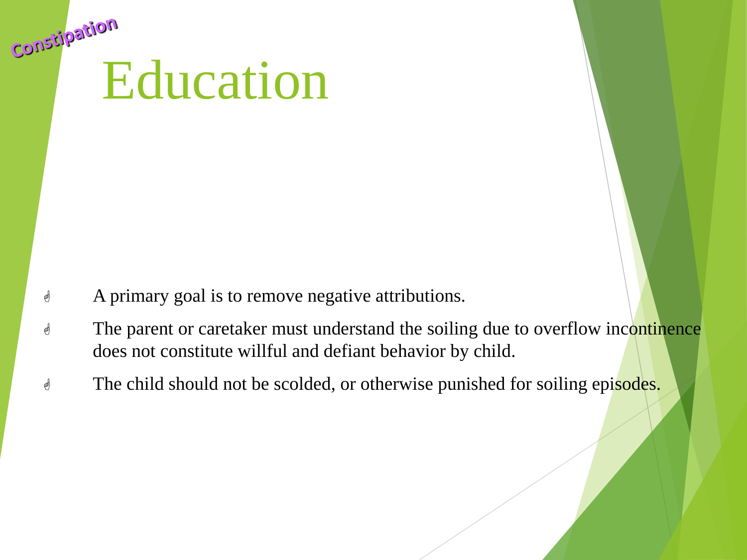Constipation

# Education

- A primary goal is to remove negative attributions.
- The parent or caretaker must understand the soiling due to overflow incontinence does not constitute willful and defiant behavior by child.
- The child should not be scolded, or otherwise punished for soiling episodes.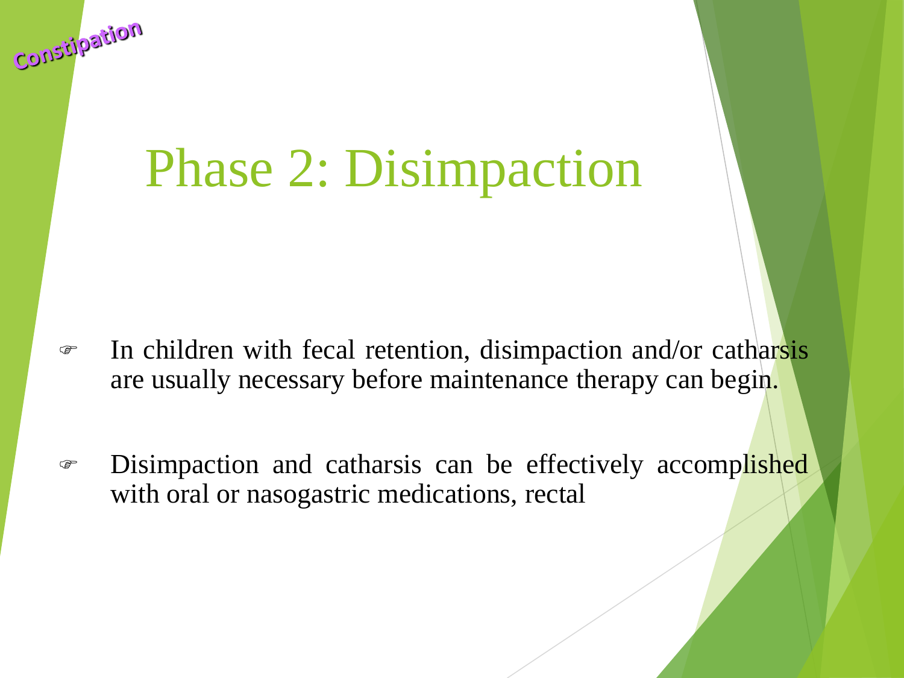Constipation

# Phase 2: Disimpaction

- In children with fecal retention, disimpaction and/or catharsis are usually necessary before maintenance therapy can begin.
- Disimpaction and catharsis can be effectively accomplished with oral or nasogastric medications, rectal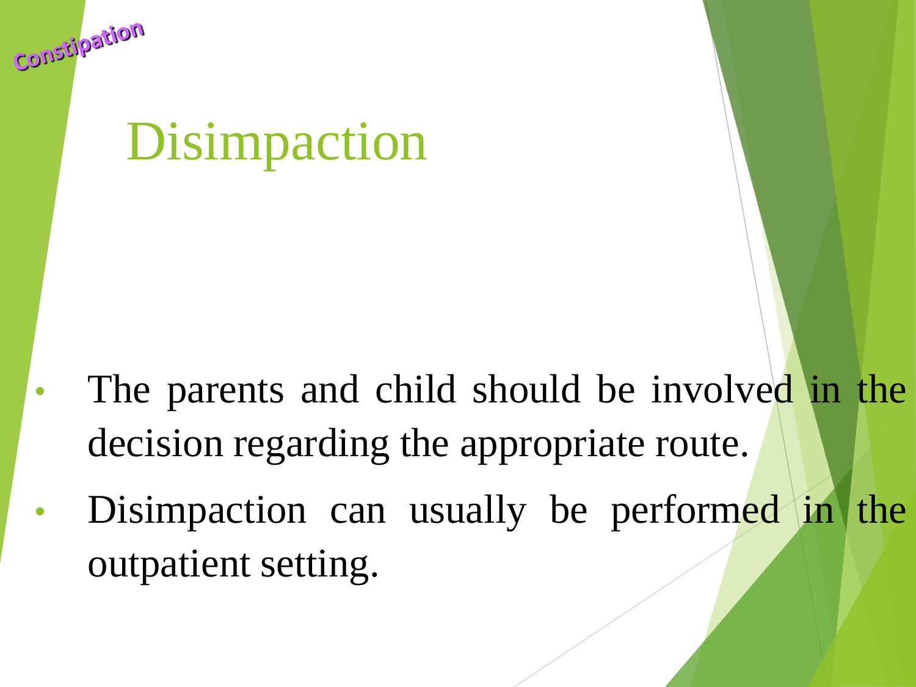Constipation

# Disimpaction

- The parents and child should be involved in the decision regarding the appropriate route.
- Disimpaction can usually be performed in the outpatient setting.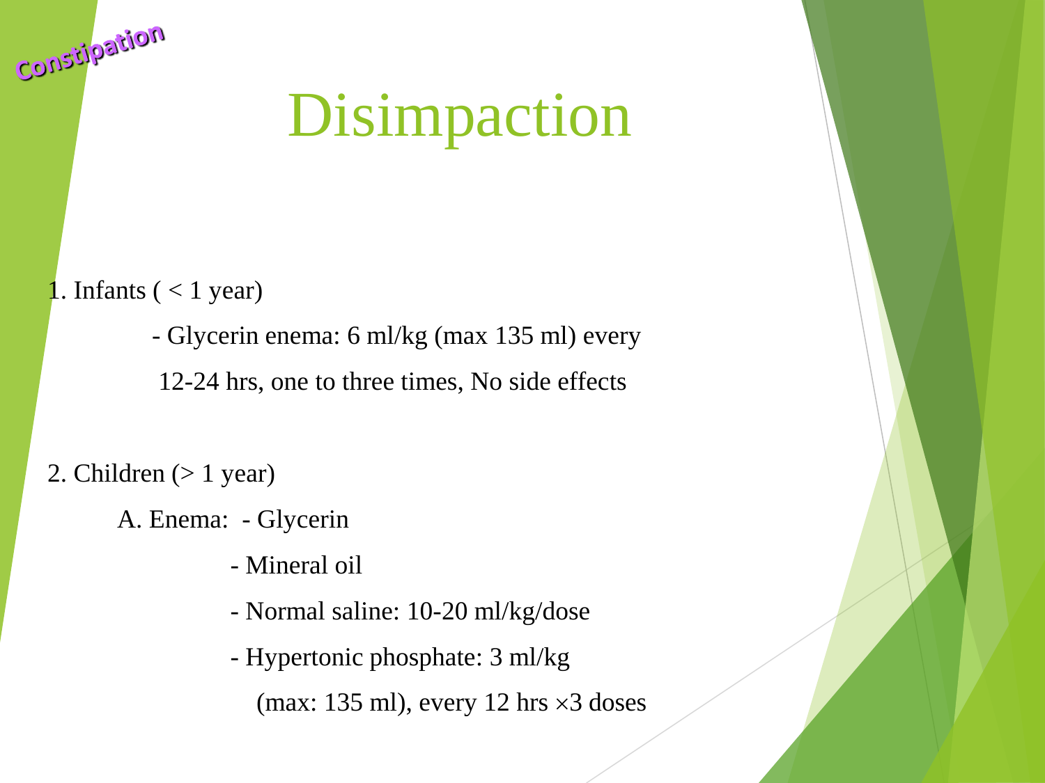Constipation

# Disimpaction

1. Infants ( < 1 year)

    - Glycerin enema: 6 ml/kg (max 135 ml) every 12-24 hrs, one to three times, No side effects

2. Children (> 1 year)

    A. Enema:
    - Glycerin
    - Mineral oil
    - Normal saline: 10-20 ml/kg/dose
    - Hypertonic phosphate: 3 ml/kg (max: 135 ml), every 12 hrs ×3 doses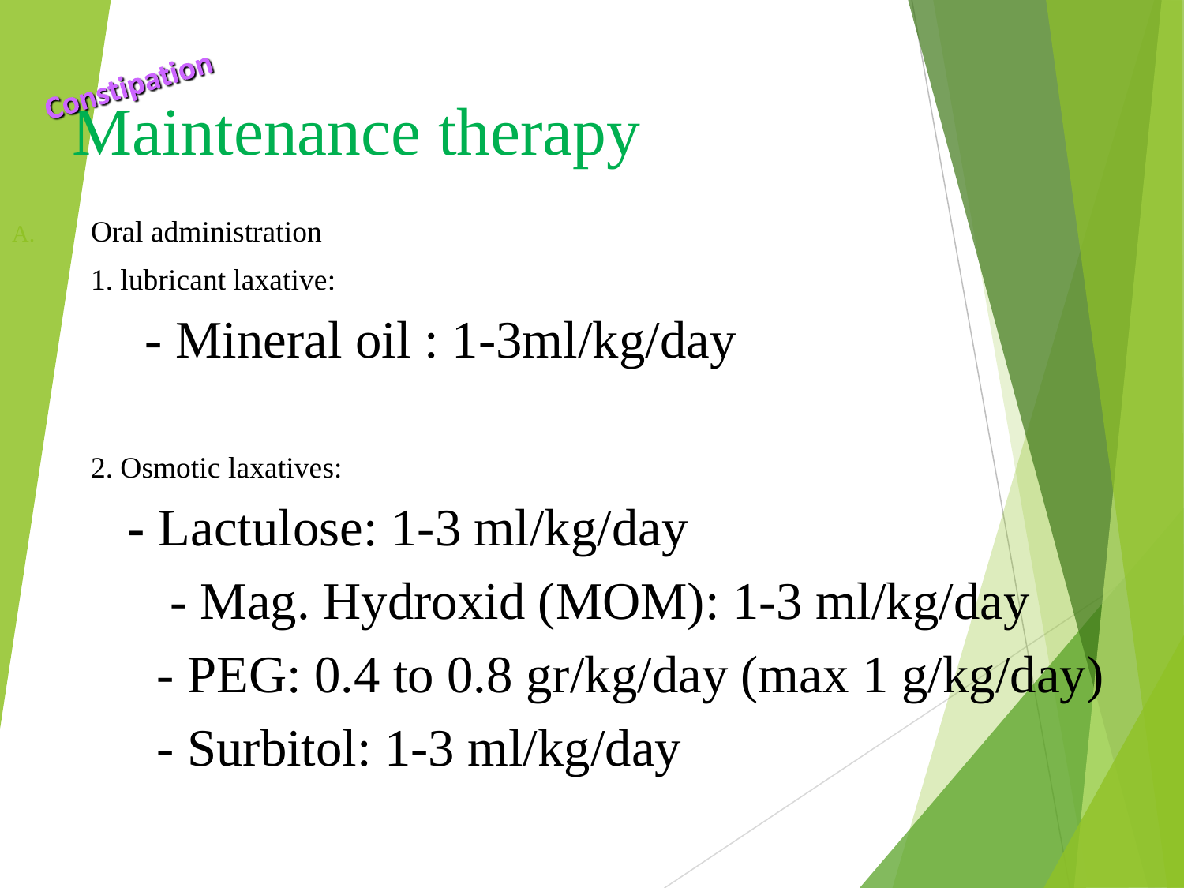Constipation

# Maintenance therapy

A. Oral administration

1. lubricant laxative:

   - Mineral oil : 1-3ml/kg/day

2. Osmotic laxatives:

   - Lactulose: 1-3 ml/kg/day
   - Mag. Hydroxid (MOM): 1-3 ml/kg/day
   - PEG: 0.4 to 0.8 gr/kg/day (max 1 g/kg/day)
   - Surbitol: 1-3 ml/kg/day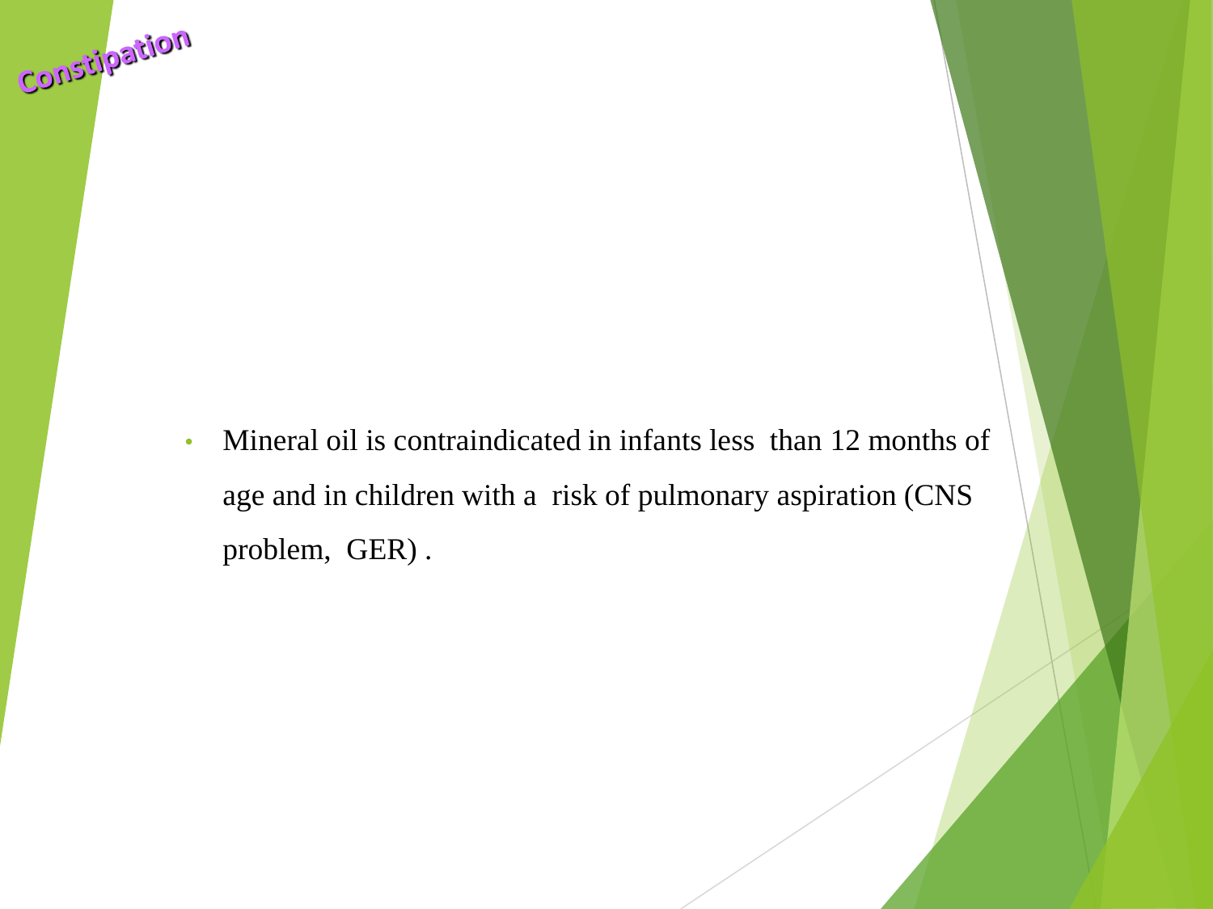# Constipation

- Mineral oil is contraindicated in infants less than 12 months of age and in children with a risk of pulmonary aspiration (CNS problem, GER) .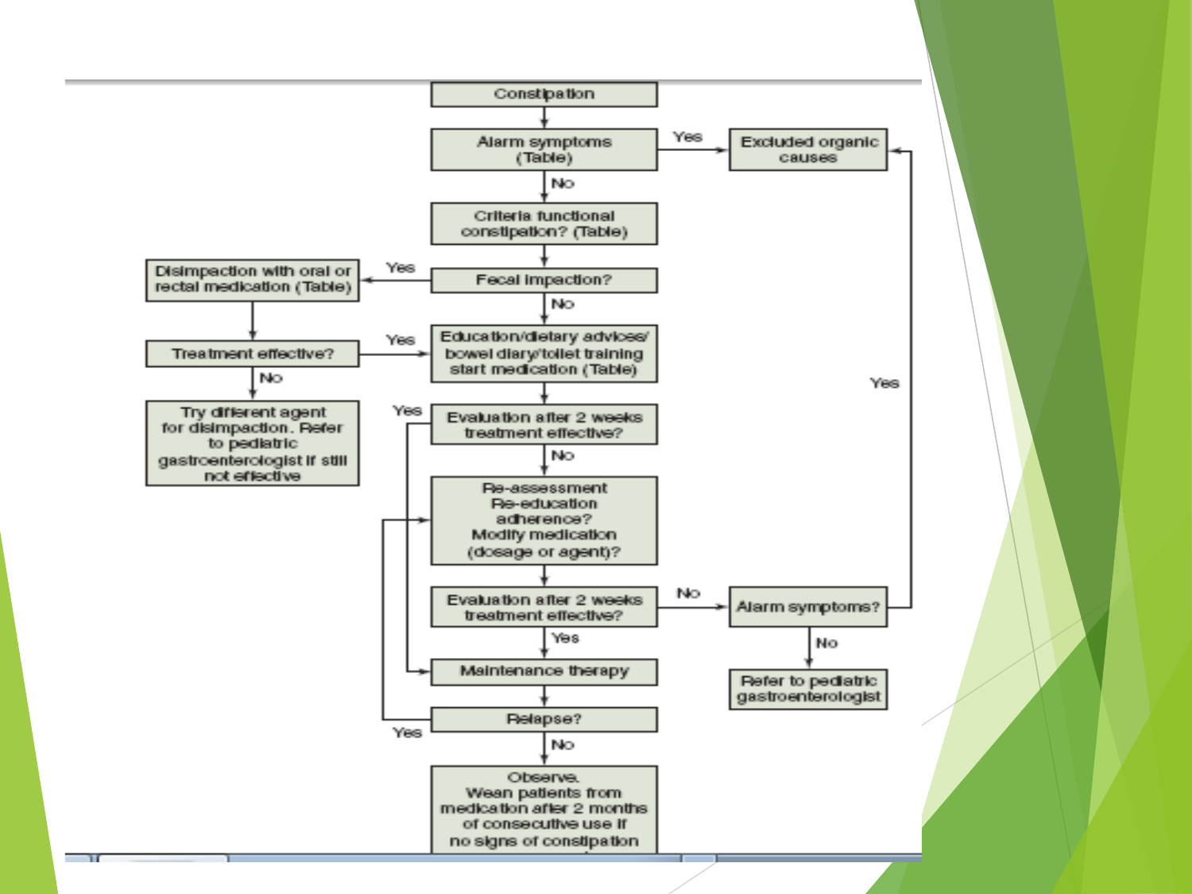Constipation

Alarm symptoms (Table)
- Yes → Excluded organic causes
- No → Criteria functional constipation? (Table)

Fecal impaction?
- Yes → Disimpaction with oral or rectal medication (Table) → Treatment effective?
  - Yes → Education/dietary advices/bowel diary/toilet training start medication (Table)
  - No → Try different agent for disimpaction. Refer to pediatric gastroenterologist if still not effective
- No → Education/dietary advices/bowel diary/toilet training start medication (Table)

Evaluation after 2 weeks treatment effective?
- Yes → Maintenance therapy
- No → Re-assessment Re-education adherence? Modify medication (dosage or agent)?

Evaluation after 2 weeks treatment effective?
- Yes → Maintenance therapy
- No → Alarm symptoms?
  - Yes → Excluded organic causes
  - No → Refer to pediatric gastroenterologist

Relapse?
- Yes → Re-assessment Re-education adherence? Modify medication (dosage or agent)?
- No → Observe. Wean patients from medication after 2 months of consecutive use if no signs of constipation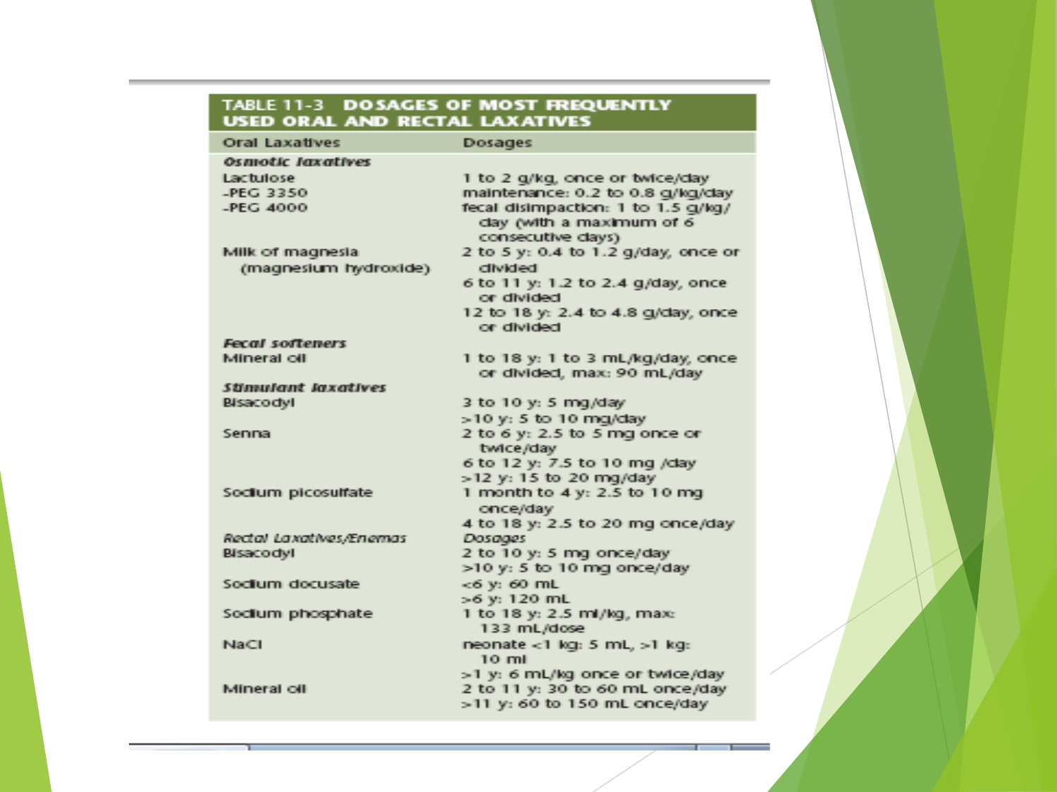**TABLE 11-3 DOSAGES OF MOST FREQUENTLY USED ORAL AND RECTAL LAXATIVES**

| Oral Laxatives | Dosages |
|---|---|
| ***Osmotic laxatives*** | |
| Lactulose | 1 to 2 g/kg, once or twice/day |
| -PEG 3350 | maintenance: 0.2 to 0.8 g/kg/day |
| -PEG 4000 | fecal disimpaction: 1 to 1.5 g/kg/day (with a maximum of 6 consecutive days) |
| Milk of magnesia (magnesium hydroxide) | 2 to 5 y: 0.4 to 1.2 g/day, once or divided |
| | 6 to 11 y: 1.2 to 2.4 g/day, once or divided |
| | 12 to 18 y: 2.4 to 4.8 g/day, once or divided |
| ***Fecal softeners*** | |
| Mineral oil | 1 to 18 y: 1 to 3 mL/kg/day, once or divided, max: 90 mL/day |
| ***Stimulant laxatives*** | |
| Bisacodyl | 3 to 10 y: 5 mg/day |
| | >10 y: 5 to 10 mg/day |
| Senna | 2 to 6 y: 2.5 to 5 mg once or twice/day |
| | 6 to 12 y: 7.5 to 10 mg /day |
| | >12 y: 15 to 20 mg/day |
| Sodium picosulfate | 1 month to 4 y: 2.5 to 10 mg once/day |
| | 4 to 18 y: 2.5 to 20 mg once/day |
| *Rectal Laxatives/Enemas* | *Dosages* |
| Bisacodyl | 2 to 10 y: 5 mg once/day |
| | >10 y: 5 to 10 mg once/day |
| Sodium docusate | <6 y: 60 mL |
| | >6 y: 120 mL |
| Sodium phosphate | 1 to 18 y: 2.5 ml/kg, max: 133 mL/dose |
| NaCl | neonate <1 kg: 5 mL, >1 kg: 10 ml |
| | >1 y: 6 mL/kg once or twice/day |
| Mineral oil | 2 to 11 y: 30 to 60 mL once/day |
| | >11 y: 60 to 150 mL once/day |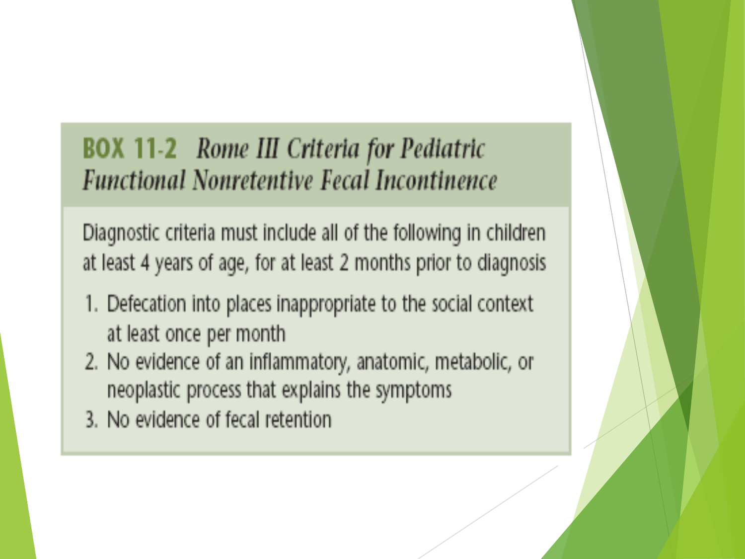## BOX 11-2 *Rome III Criteria for Pediatric Functional Nonretentive Fecal Incontinence*

Diagnostic criteria must include all of the following in children at least 4 years of age, for at least 2 months prior to diagnosis

1. Defecation into places inappropriate to the social context at least once per month
2. No evidence of an inflammatory, anatomic, metabolic, or neoplastic process that explains the symptoms
3. No evidence of fecal retention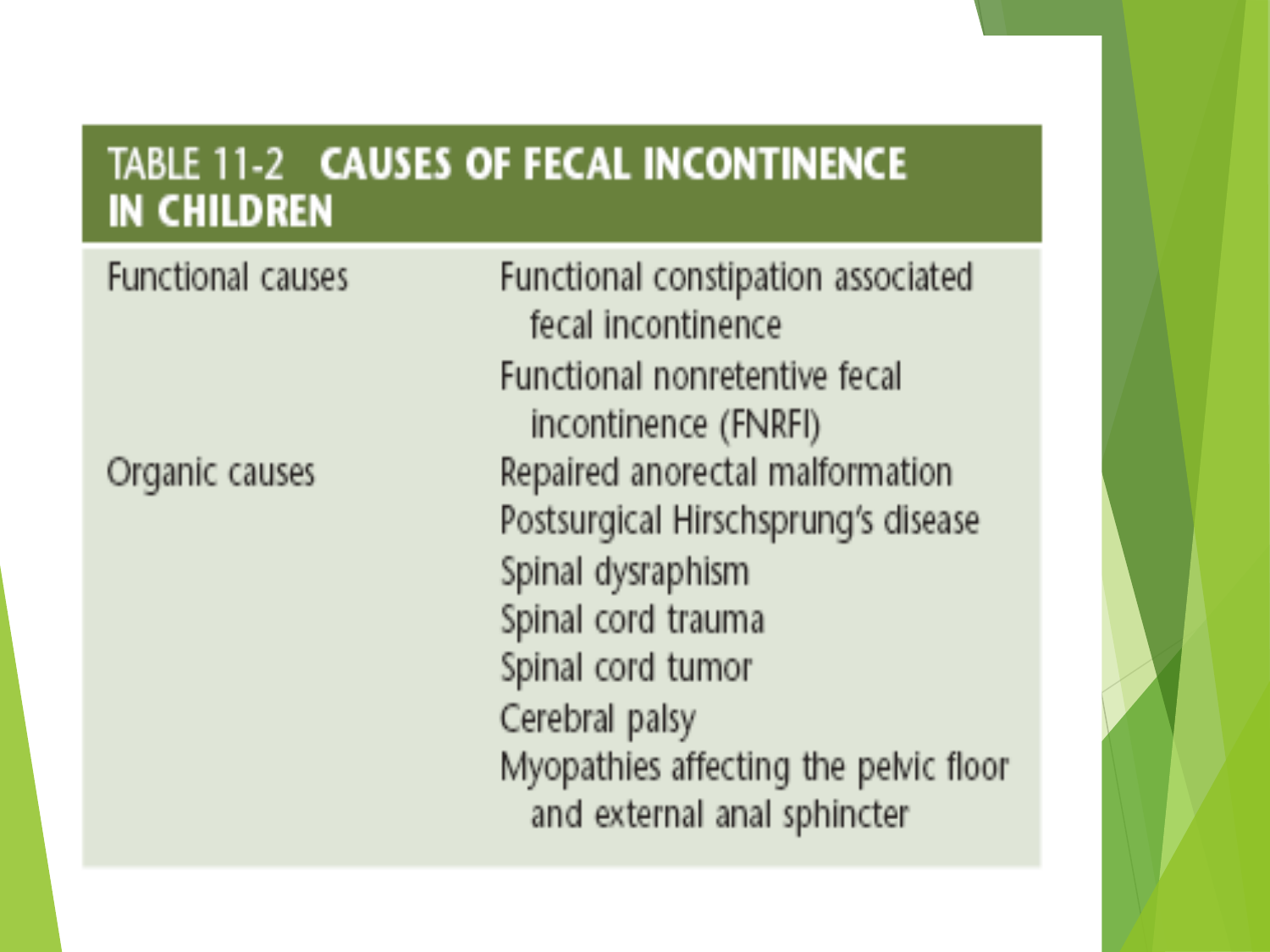| TABLE 11-2 CAUSES OF FECAL INCONTINENCE IN CHILDREN | |
|---|---|
| Functional causes | Functional constipation associated fecal incontinence |
| | Functional nonretentive fecal incontinence (FNRFI) |
| Organic causes | Repaired anorectal malformation |
| | Postsurgical Hirschsprung's disease |
| | Spinal dysraphism |
| | Spinal cord trauma |
| | Spinal cord tumor |
| | Cerebral palsy |
| | Myopathies affecting the pelvic floor and external anal sphincter |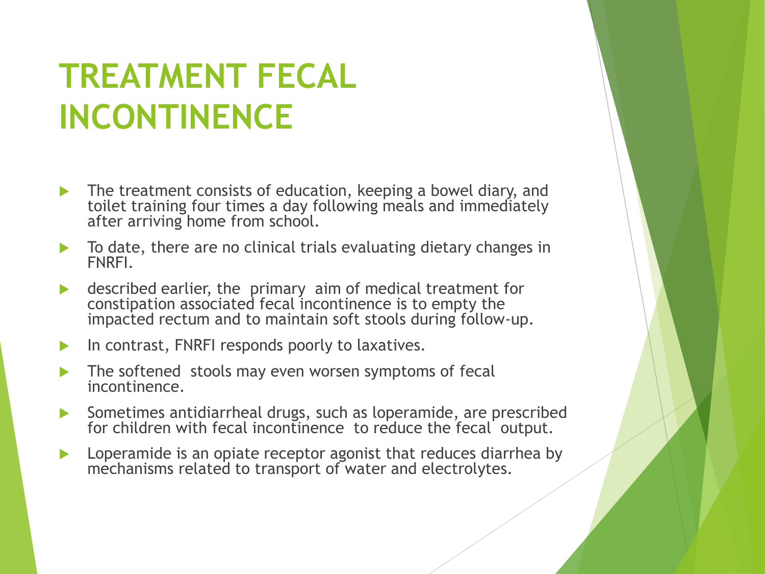# TREATMENT FECAL INCONTINENCE

- The treatment consists of education, keeping a bowel diary, and toilet training four times a day following meals and immediately after arriving home from school.
- To date, there are no clinical trials evaluating dietary changes in FNRFI.
- described earlier, the primary aim of medical treatment for constipation associated fecal incontinence is to empty the impacted rectum and to maintain soft stools during follow-up.
- In contrast, FNRFI responds poorly to laxatives.
- The softened stools may even worsen symptoms of fecal incontinence.
- Sometimes antidiarrheal drugs, such as loperamide, are prescribed for children with fecal incontinence to reduce the fecal output.
- Loperamide is an opiate receptor agonist that reduces diarrhea by mechanisms related to transport of water and electrolytes.